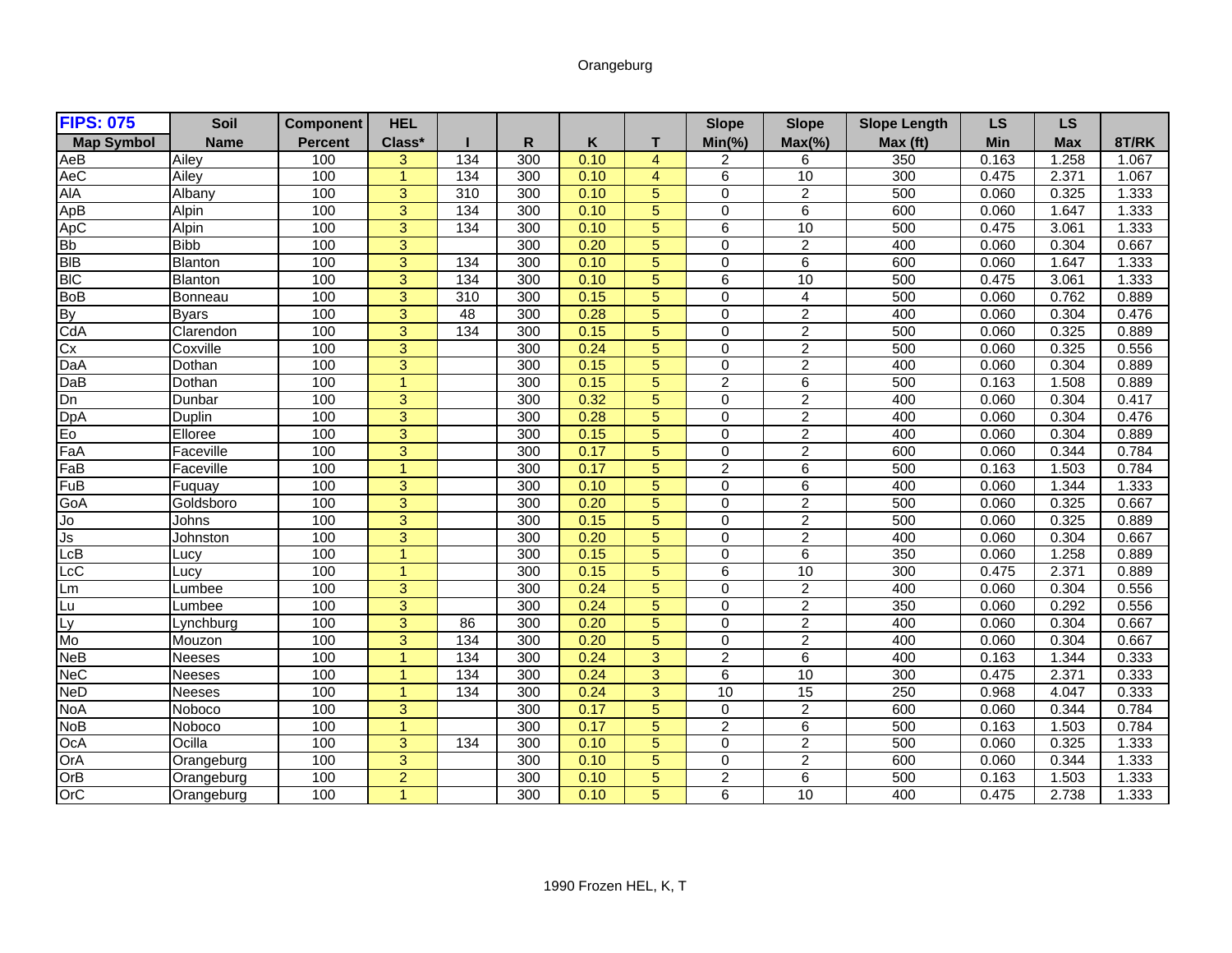Orangeburg

| FIPS: 075 | Soil | Component | HEL | | | | | Slope | Slope | Slope Length | LS | LS | |
|---|---|---|---|---|---|---|---|---|---|---|---|---|---|
| Map Symbol | Name | Percent | Class* | I | R | K | T | Min(%) | Max(%) | Max (ft) | Min | Max | 8T/RK |
| AeB | Ailey | 100 | 3 | 134 | 300 | 0.10 | 4 | 2 | 6 | 350 | 0.163 | 1.258 | 1.067 |
| AeC | Ailey | 100 | 1 | 134 | 300 | 0.10 | 4 | 6 | 10 | 300 | 0.475 | 2.371 | 1.067 |
| AlA | Albany | 100 | 3 | 310 | 300 | 0.10 | 5 | 0 | 2 | 500 | 0.060 | 0.325 | 1.333 |
| ApB | Alpin | 100 | 3 | 134 | 300 | 0.10 | 5 | 0 | 6 | 600 | 0.060 | 1.647 | 1.333 |
| ApC | Alpin | 100 | 3 | 134 | 300 | 0.10 | 5 | 6 | 10 | 500 | 0.475 | 3.061 | 1.333 |
| Bb | Bibb | 100 | 3 | | 300 | 0.20 | 5 | 0 | 2 | 400 | 0.060 | 0.304 | 0.667 |
| BlB | Blanton | 100 | 3 | 134 | 300 | 0.10 | 5 | 0 | 6 | 600 | 0.060 | 1.647 | 1.333 |
| BlC | Blanton | 100 | 3 | 134 | 300 | 0.10 | 5 | 6 | 10 | 500 | 0.475 | 3.061 | 1.333 |
| BoB | Bonneau | 100 | 3 | 310 | 300 | 0.15 | 5 | 0 | 4 | 500 | 0.060 | 0.762 | 0.889 |
| By | Byars | 100 | 3 | 48 | 300 | 0.28 | 5 | 0 | 2 | 400 | 0.060 | 0.304 | 0.476 |
| CdA | Clarendon | 100 | 3 | 134 | 300 | 0.15 | 5 | 0 | 2 | 500 | 0.060 | 0.325 | 0.889 |
| Cx | Coxville | 100 | 3 | | 300 | 0.24 | 5 | 0 | 2 | 500 | 0.060 | 0.325 | 0.556 |
| DaA | Dothan | 100 | 3 | | 300 | 0.15 | 5 | 0 | 2 | 400 | 0.060 | 0.304 | 0.889 |
| DaB | Dothan | 100 | 1 | | 300 | 0.15 | 5 | 2 | 6 | 500 | 0.163 | 1.508 | 0.889 |
| Dn | Dunbar | 100 | 3 | | 300 | 0.32 | 5 | 0 | 2 | 400 | 0.060 | 0.304 | 0.417 |
| DpA | Duplin | 100 | 3 | | 300 | 0.28 | 5 | 0 | 2 | 400 | 0.060 | 0.304 | 0.476 |
| Eo | Elloree | 100 | 3 | | 300 | 0.15 | 5 | 0 | 2 | 400 | 0.060 | 0.304 | 0.889 |
| FaA | Faceville | 100 | 3 | | 300 | 0.17 | 5 | 0 | 2 | 600 | 0.060 | 0.344 | 0.784 |
| FaB | Faceville | 100 | 1 | | 300 | 0.17 | 5 | 2 | 6 | 500 | 0.163 | 1.503 | 0.784 |
| FuB | Fuquay | 100 | 3 | | 300 | 0.10 | 5 | 0 | 6 | 400 | 0.060 | 1.344 | 1.333 |
| GoA | Goldsboro | 100 | 3 | | 300 | 0.20 | 5 | 0 | 2 | 500 | 0.060 | 0.325 | 0.667 |
| Jo | Johns | 100 | 3 | | 300 | 0.15 | 5 | 0 | 2 | 500 | 0.060 | 0.325 | 0.889 |
| Js | Johnston | 100 | 3 | | 300 | 0.20 | 5 | 0 | 2 | 400 | 0.060 | 0.304 | 0.667 |
| LcB | Lucy | 100 | 1 | | 300 | 0.15 | 5 | 0 | 6 | 350 | 0.060 | 1.258 | 0.889 |
| LcC | Lucy | 100 | 1 | | 300 | 0.15 | 5 | 6 | 10 | 300 | 0.475 | 2.371 | 0.889 |
| Lm | Lumbee | 100 | 3 | | 300 | 0.24 | 5 | 0 | 2 | 400 | 0.060 | 0.304 | 0.556 |
| Lu | Lumbee | 100 | 3 | | 300 | 0.24 | 5 | 0 | 2 | 350 | 0.060 | 0.292 | 0.556 |
| Ly | Lynchburg | 100 | 3 | 86 | 300 | 0.20 | 5 | 0 | 2 | 400 | 0.060 | 0.304 | 0.667 |
| Mo | Mouzon | 100 | 3 | 134 | 300 | 0.20 | 5 | 0 | 2 | 400 | 0.060 | 0.304 | 0.667 |
| NeB | Neeses | 100 | 1 | 134 | 300 | 0.24 | 3 | 2 | 6 | 400 | 0.163 | 1.344 | 0.333 |
| NeC | Neeses | 100 | 1 | 134 | 300 | 0.24 | 3 | 6 | 10 | 300 | 0.475 | 2.371 | 0.333 |
| NeD | Neeses | 100 | 1 | 134 | 300 | 0.24 | 3 | 10 | 15 | 250 | 0.968 | 4.047 | 0.333 |
| NoA | Noboco | 100 | 3 | | 300 | 0.17 | 5 | 0 | 2 | 600 | 0.060 | 0.344 | 0.784 |
| NoB | Noboco | 100 | 1 | | 300 | 0.17 | 5 | 2 | 6 | 500 | 0.163 | 1.503 | 0.784 |
| OcA | Ocilla | 100 | 3 | 134 | 300 | 0.10 | 5 | 0 | 2 | 500 | 0.060 | 0.325 | 1.333 |
| OrA | Orangeburg | 100 | 3 | | 300 | 0.10 | 5 | 0 | 2 | 600 | 0.060 | 0.344 | 1.333 |
| OrB | Orangeburg | 100 | 2 | | 300 | 0.10 | 5 | 2 | 6 | 500 | 0.163 | 1.503 | 1.333 |
| OrC | Orangeburg | 100 | 1 | | 300 | 0.10 | 5 | 6 | 10 | 400 | 0.475 | 2.738 | 1.333 |

1990 Frozen HEL, K, T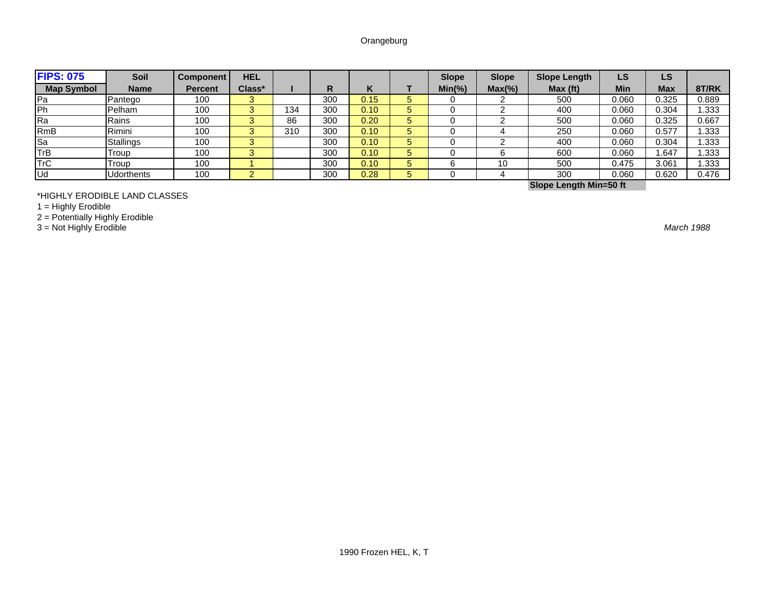Orangeburg

| FIPS: 075 Map Symbol | Soil Name | Component Percent | HEL Class* | I | R | K | T | Slope Min(%) | Slope Max(%) | Slope Length Max (ft) | LS Min | LS Max | 8T/RK |
|---|---|---|---|---|---|---|---|---|---|---|---|---|---|
| Pa | Pantego | 100 | 3 | | 300 | 0.15 | 5 | 0 | 2 | 500 | 0.060 | 0.325 | 0.889 |
| Ph | Pelham | 100 | 3 | 134 | 300 | 0.10 | 5 | 0 | 2 | 400 | 0.060 | 0.304 | 1.333 |
| Ra | Rains | 100 | 3 | 86 | 300 | 0.20 | 5 | 0 | 2 | 500 | 0.060 | 0.325 | 0.667 |
| RmB | Rimini | 100 | 3 | 310 | 300 | 0.10 | 5 | 0 | 4 | 250 | 0.060 | 0.577 | 1.333 |
| Sa | Stallings | 100 | 3 | | 300 | 0.10 | 5 | 0 | 2 | 400 | 0.060 | 0.304 | 1.333 |
| TrB | Troup | 100 | 3 | | 300 | 0.10 | 5 | 0 | 6 | 600 | 0.060 | 1.647 | 1.333 |
| TrC | Troup | 100 | 1 | | 300 | 0.10 | 5 | 6 | 10 | 500 | 0.475 | 3.061 | 1.333 |
| Ud | Udorthents | 100 | 2 | | 300 | 0.28 | 5 | 0 | 4 | 300 | 0.060 | 0.620 | 0.476 |
| | | | | | | | | | | Slope Length Min=50 ft | | | |

*HIGHLY ERODIBLE LAND CLASSES
1 = Highly Erodible
2 = Potentially Highly Erodible
3 = Not Highly Erodible

*March 1988*

1990 Frozen HEL, K, T